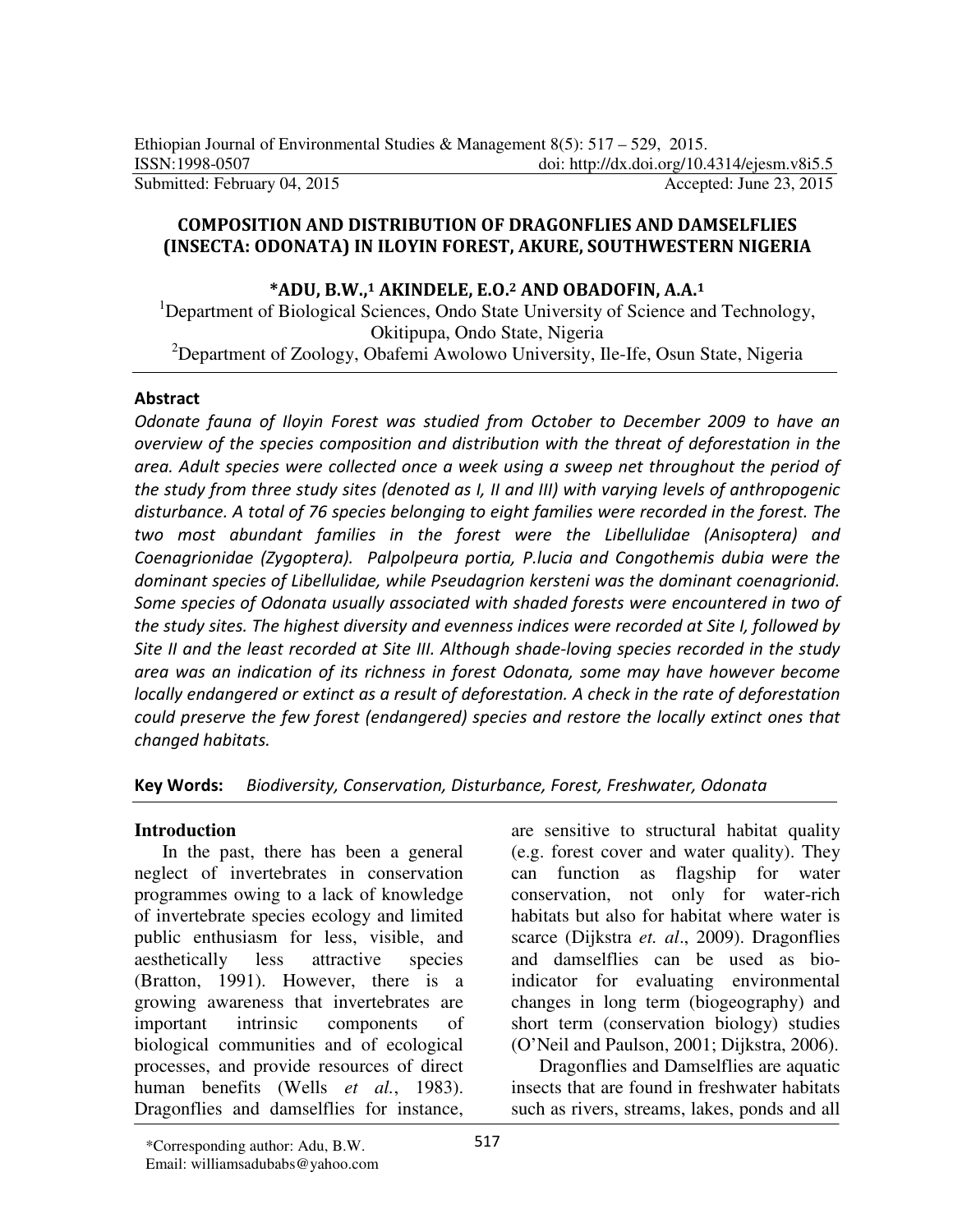Ethiopian Journal of Environmental Studies & Management 8(5): 517 – 529, 2015.
ISSN:1998-0507 doi: http://dx.doi.org/10.4314/ejesm.v8i5.5
Submitted: February 04, 2015 Accepted: June 23, 2015

# COMPOSITION AND DISTRIBUTION OF DRAGONFLIES AND DAMSELFLIES (INSECTA: ODONATA) IN ILOYIN FOREST, AKURE, SOUTHWESTERN NIGERIA

**\*ADU, B.W.,[1] AKINDELE, E.O.[2] AND OBADOFIN, A.A.[1]**

[1]Department of Biological Sciences, Ondo State University of Science and Technology, Okitipupa, Ondo State, Nigeria

[2]Department of Zoology, Obafemi Awolowo University, Ile-Ife, Osun State, Nigeria

## Abstract

*Odonate fauna of Iloyin Forest was studied from October to December 2009 to have an overview of the species composition and distribution with the threat of deforestation in the area. Adult species were collected once a week using a sweep net throughout the period of the study from three study sites (denoted as I, II and III) with varying levels of anthropogenic disturbance. A total of 76 species belonging to eight families were recorded in the forest. The two most abundant families in the forest were the Libellulidae (Anisoptera) and Coenagrionidae (Zygoptera). Palpolpeura portia, P.lucia and Congothemis dubia were the dominant species of Libellulidae, while Pseudagrion kersteni was the dominant coenagrionid. Some species of Odonata usually associated with shaded forests were encountered in two of the study sites. The highest diversity and evenness indices were recorded at Site I, followed by Site II and the least recorded at Site III. Although shade-loving species recorded in the study area was an indication of its richness in forest Odonata, some may have however become locally endangered or extinct as a result of deforestation. A check in the rate of deforestation could preserve the few forest (endangered) species and restore the locally extinct ones that changed habitats.*

**Key Words:** *Biodiversity, Conservation, Disturbance, Forest, Freshwater, Odonata*

## Introduction

In the past, there has been a general neglect of invertebrates in conservation programmes owing to a lack of knowledge of invertebrate species ecology and limited public enthusiasm for less, visible, and aesthetically less attractive species (Bratton, 1991). However, there is a growing awareness that invertebrates are important intrinsic components of biological communities and of ecological processes, and provide resources of direct human benefits (Wells *et al.*, 1983). Dragonflies and damselflies for instance, are sensitive to structural habitat quality (e.g. forest cover and water quality). They can function as flagship for water conservation, not only for water-rich habitats but also for habitat where water is scarce (Dijkstra *et. al*., 2009). Dragonflies and damselflies can be used as bio-indicator for evaluating environmental changes in long term (biogeography) and short term (conservation biology) studies (O'Neil and Paulson, 2001; Dijkstra, 2006).

Dragonflies and Damselflies are aquatic insects that are found in freshwater habitats such as rivers, streams, lakes, ponds and all

\*Corresponding author: Adu, B.W.
Email: williamsadubabs@yahoo.com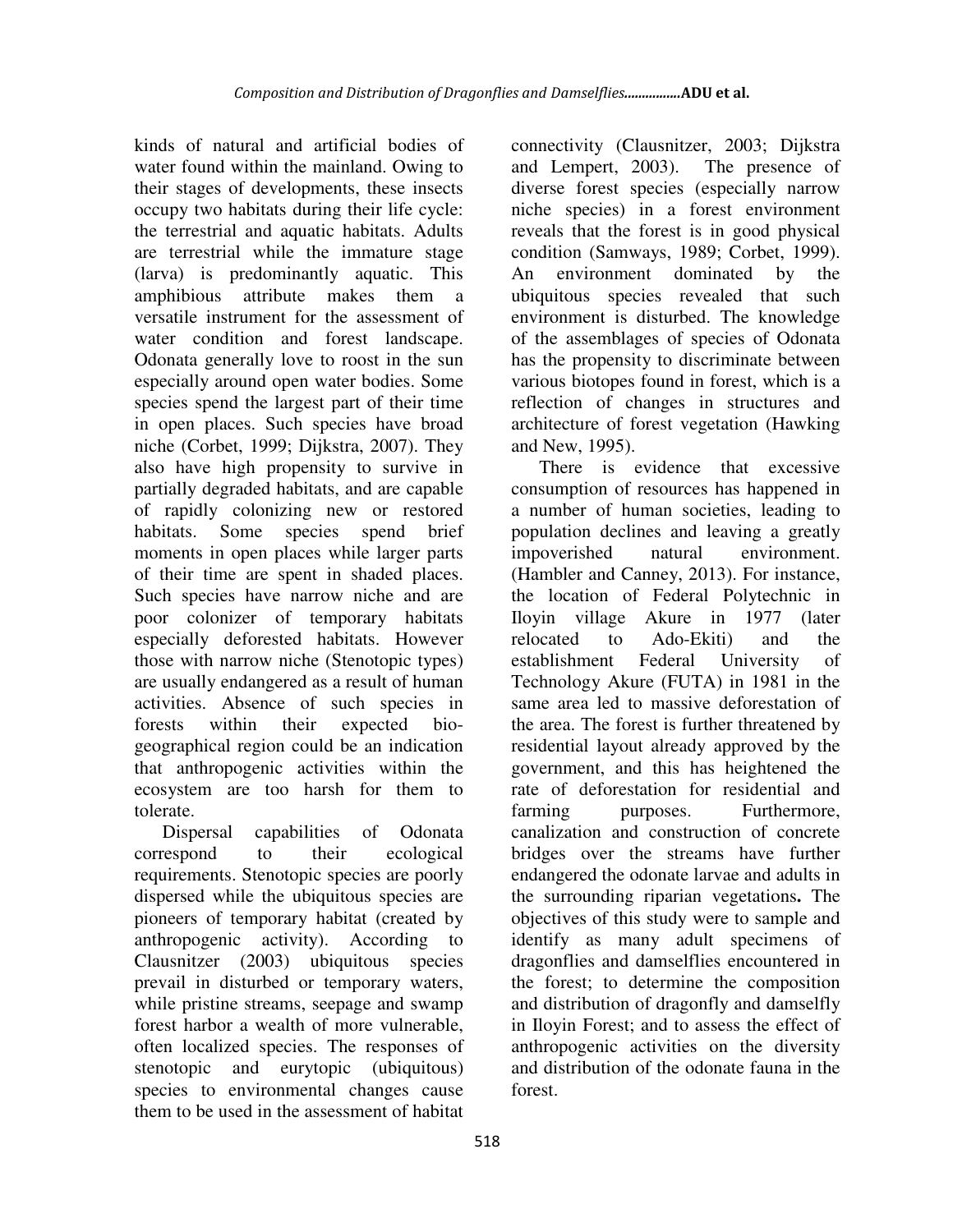kinds of natural and artificial bodies of water found within the mainland. Owing to their stages of developments, these insects occupy two habitats during their life cycle: the terrestrial and aquatic habitats. Adults are terrestrial while the immature stage (larva) is predominantly aquatic. This amphibious attribute makes them a versatile instrument for the assessment of water condition and forest landscape. Odonata generally love to roost in the sun especially around open water bodies. Some species spend the largest part of their time in open places. Such species have broad niche (Corbet, 1999; Dijkstra, 2007). They also have high propensity to survive in partially degraded habitats, and are capable of rapidly colonizing new or restored habitats. Some species spend brief moments in open places while larger parts of their time are spent in shaded places. Such species have narrow niche and are poor colonizer of temporary habitats especially deforested habitats. However those with narrow niche (Stenotopic types) are usually endangered as a result of human activities. Absence of such species in forests within their expected bio-geographical region could be an indication that anthropogenic activities within the ecosystem are too harsh for them to tolerate.

Dispersal capabilities of Odonata correspond to their ecological requirements. Stenotopic species are poorly dispersed while the ubiquitous species are pioneers of temporary habitat (created by anthropogenic activity). According to Clausnitzer (2003) ubiquitous species prevail in disturbed or temporary waters, while pristine streams, seepage and swamp forest harbor a wealth of more vulnerable, often localized species. The responses of stenotopic and eurytopic (ubiquitous) species to environmental changes cause them to be used in the assessment of habitat connectivity (Clausnitzer, 2003; Dijkstra and Lempert, 2003). The presence of diverse forest species (especially narrow niche species) in a forest environment reveals that the forest is in good physical condition (Samways, 1989; Corbet, 1999). An environment dominated by the ubiquitous species revealed that such environment is disturbed. The knowledge of the assemblages of species of Odonata has the propensity to discriminate between various biotopes found in forest, which is a reflection of changes in structures and architecture of forest vegetation (Hawking and New, 1995).

There is evidence that excessive consumption of resources has happened in a number of human societies, leading to population declines and leaving a greatly impoverished natural environment. (Hambler and Canney, 2013). For instance, the location of Federal Polytechnic in Iloyin village Akure in 1977 (later relocated to Ado-Ekiti) and the establishment Federal University of Technology Akure (FUTA) in 1981 in the same area led to massive deforestation of the area. The forest is further threatened by residential layout already approved by the government, and this has heightened the rate of deforestation for residential and farming purposes. Furthermore, canalization and construction of concrete bridges over the streams have further endangered the odonate larvae and adults in the surrounding riparian vegetations**.** The objectives of this study were to sample and identify as many adult specimens of dragonflies and damselflies encountered in the forest; to determine the composition and distribution of dragonfly and damselfly in Iloyin Forest; and to assess the effect of anthropogenic activities on the diversity and distribution of the odonate fauna in the forest.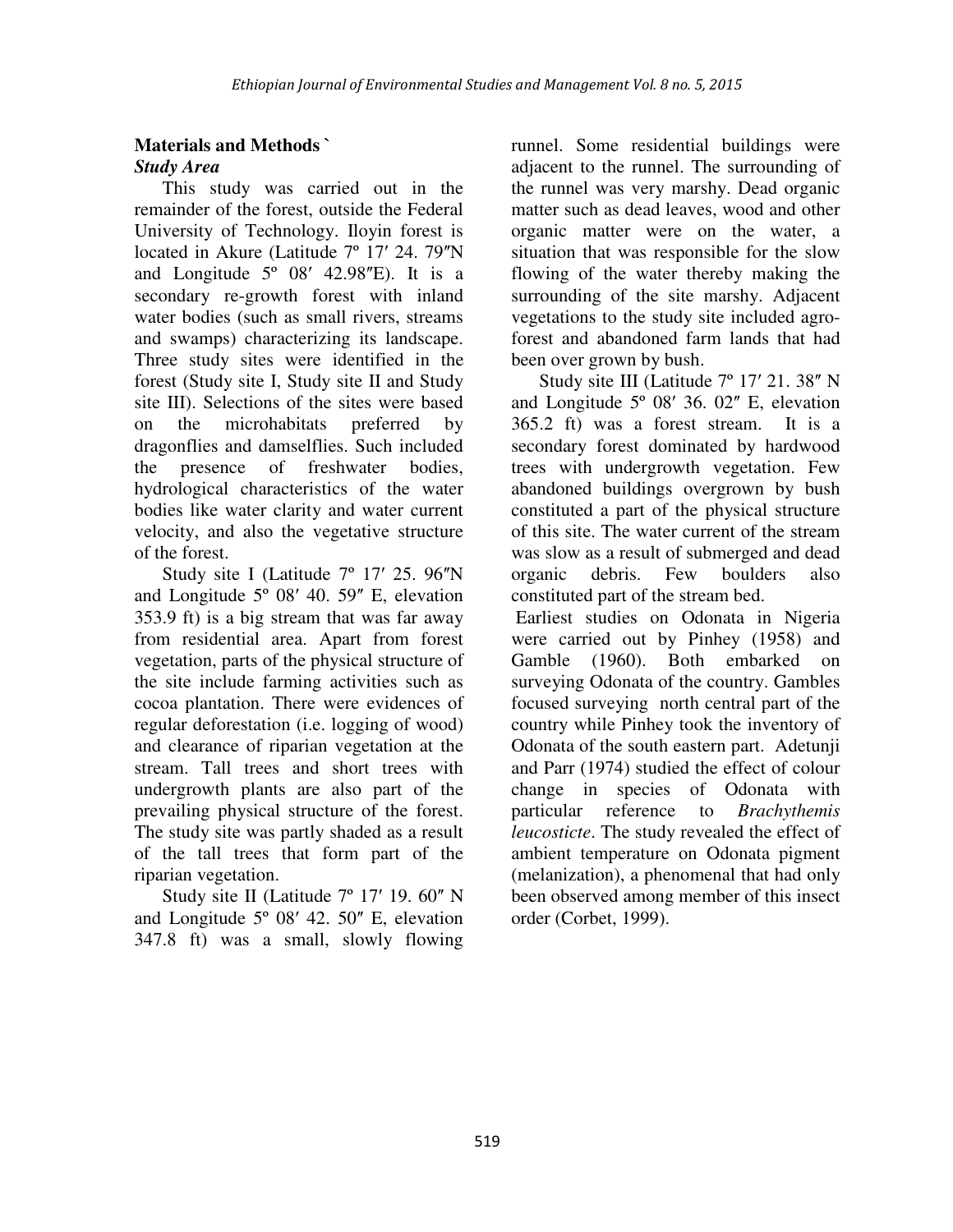## Materials and Methods `

### *Study Area*

This study was carried out in the remainder of the forest, outside the Federal University of Technology. Iloyin forest is located in Akure (Latitude 7º 17′ 24. 79″N and Longitude 5º 08′ 42.98″E). It is a secondary re-growth forest with inland water bodies (such as small rivers, streams and swamps) characterizing its landscape. Three study sites were identified in the forest (Study site I, Study site II and Study site III). Selections of the sites were based on the microhabitats preferred by dragonflies and damselflies. Such included the presence of freshwater bodies, hydrological characteristics of the water bodies like water clarity and water current velocity, and also the vegetative structure of the forest.

Study site I (Latitude 7º 17′ 25. 96″N and Longitude 5º 08′ 40. 59″ E, elevation 353.9 ft) is a big stream that was far away from residential area. Apart from forest vegetation, parts of the physical structure of the site include farming activities such as cocoa plantation. There were evidences of regular deforestation (i.e. logging of wood) and clearance of riparian vegetation at the stream. Tall trees and short trees with undergrowth plants are also part of the prevailing physical structure of the forest. The study site was partly shaded as a result of the tall trees that form part of the riparian vegetation.

Study site II (Latitude 7º 17′ 19. 60″ N and Longitude 5º 08′ 42. 50″ E, elevation 347.8 ft) was a small, slowly flowing runnel. Some residential buildings were adjacent to the runnel. The surrounding of the runnel was very marshy. Dead organic matter such as dead leaves, wood and other organic matter were on the water, a situation that was responsible for the slow flowing of the water thereby making the surrounding of the site marshy. Adjacent vegetations to the study site included agro-forest and abandoned farm lands that had been over grown by bush.

Study site III (Latitude 7º 17′ 21. 38″ N and Longitude 5º 08′ 36. 02″ E, elevation 365.2 ft) was a forest stream. It is a secondary forest dominated by hardwood trees with undergrowth vegetation. Few abandoned buildings overgrown by bush constituted a part of the physical structure of this site. The water current of the stream was slow as a result of submerged and dead organic debris. Few boulders also constituted part of the stream bed.

Earliest studies on Odonata in Nigeria were carried out by Pinhey (1958) and Gamble (1960). Both embarked on surveying Odonata of the country. Gambles focused surveying north central part of the country while Pinhey took the inventory of Odonata of the south eastern part. Adetunji and Parr (1974) studied the effect of colour change in species of Odonata with particular reference to *Brachythemis leucosticte*. The study revealed the effect of ambient temperature on Odonata pigment (melanization), a phenomenal that had only been observed among member of this insect order (Corbet, 1999).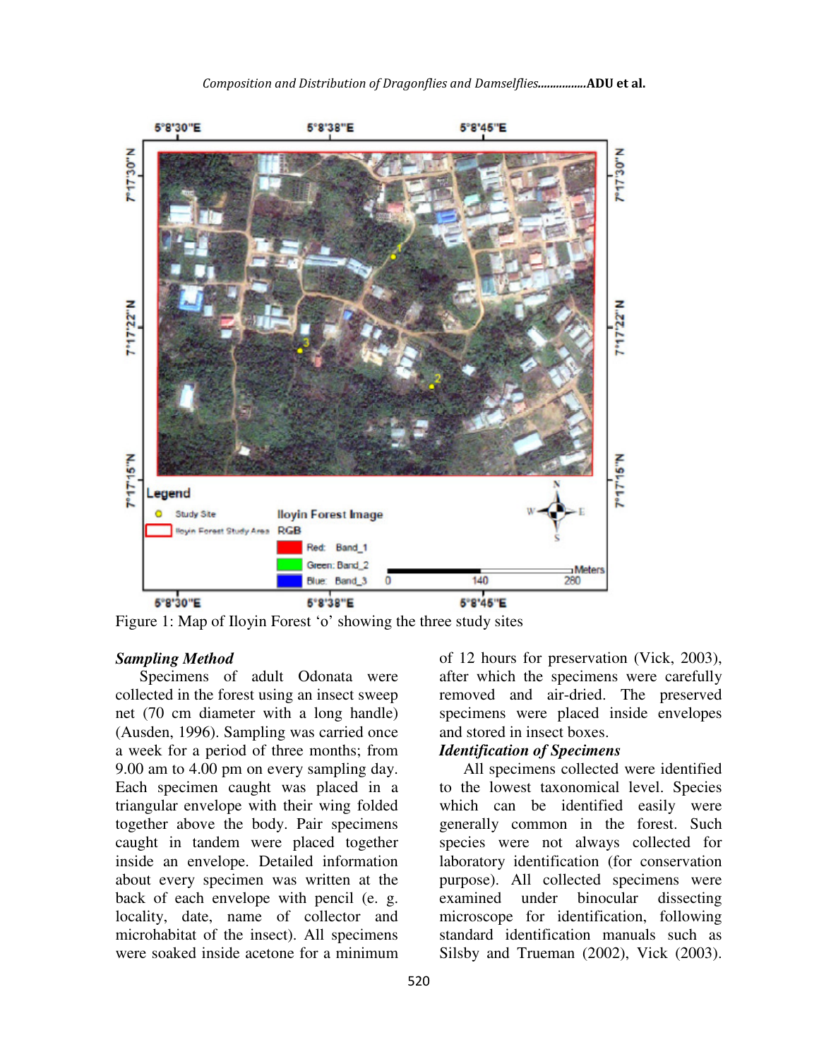Figure 1: Map of Iloyin Forest 'o' showing the three study sites

### *Sampling Method*

Specimens of adult Odonata were collected in the forest using an insect sweep net (70 cm diameter with a long handle) (Ausden, 1996). Sampling was carried once a week for a period of three months; from 9.00 am to 4.00 pm on every sampling day. Each specimen caught was placed in a triangular envelope with their wing folded together above the body. Pair specimens caught in tandem were placed together inside an envelope. Detailed information about every specimen was written at the back of each envelope with pencil (e. g. locality, date, name of collector and microhabitat of the insect). All specimens were soaked inside acetone for a minimum of 12 hours for preservation (Vick, 2003), after which the specimens were carefully removed and air-dried. The preserved specimens were placed inside envelopes and stored in insect boxes.

### *Identification of Specimens*

All specimens collected were identified to the lowest taxonomical level. Species which can be identified easily were generally common in the forest. Such species were not always collected for laboratory identification (for conservation purpose). All collected specimens were examined under binocular dissecting microscope for identification, following standard identification manuals such as Silsby and Trueman (2002), Vick (2003).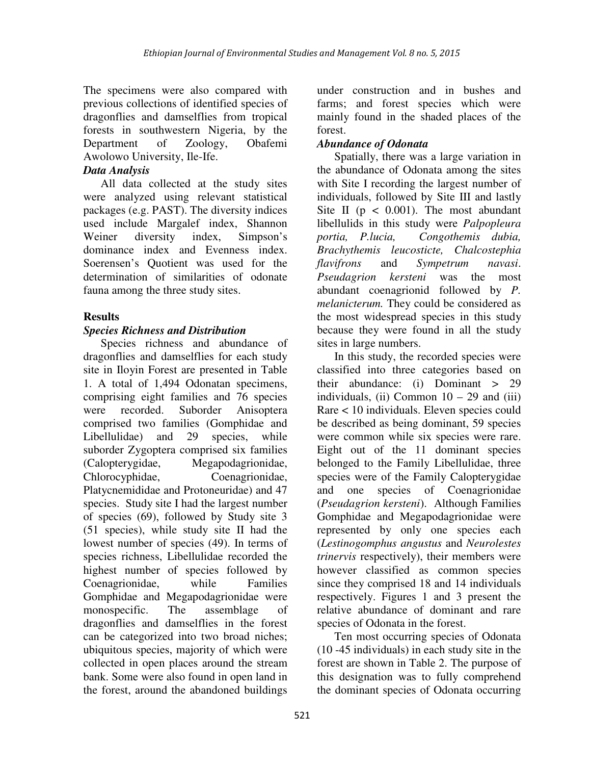The specimens were also compared with previous collections of identified species of dragonflies and damselflies from tropical forests in southwestern Nigeria, by the Department of Zoology, Obafemi Awolowo University, Ile-Ife.

### *Data Analysis*

All data collected at the study sites were analyzed using relevant statistical packages (e.g. PAST). The diversity indices used include Margalef index, Shannon Weiner diversity index, Simpson's dominance index and Evenness index. Soerensen's Quotient was used for the determination of similarities of odonate fauna among the three study sites.

## Results

### *Species Richness and Distribution*

Species richness and abundance of dragonflies and damselflies for each study site in Iloyin Forest are presented in Table 1. A total of 1,494 Odonatan specimens, comprising eight families and 76 species were recorded. Suborder Anisoptera comprised two families (Gomphidae and Libellulidae) and 29 species, while suborder Zygoptera comprised six families (Calopterygidae, Megapodagrionidae, Chlorocyphidae, Coenagrionidae, Platycnemididae and Protoneuridae) and 47 species. Study site I had the largest number of species (69), followed by Study site 3 (51 species), while study site II had the lowest number of species (49). In terms of species richness, Libellulidae recorded the highest number of species followed by Coenagrionidae, while Families Gomphidae and Megapodagrionidae were monospecific. The assemblage of dragonflies and damselflies in the forest can be categorized into two broad niches; ubiquitous species, majority of which were collected in open places around the stream bank. Some were also found in open land in the forest, around the abandoned buildings under construction and in bushes and farms; and forest species which were mainly found in the shaded places of the forest.

### *Abundance of Odonata*

Spatially, there was a large variation in the abundance of Odonata among the sites with Site I recording the largest number of individuals, followed by Site III and lastly Site II ($p < 0.001$). The most abundant libellulids in this study were *Palpopleura portia, P.lucia, Congothemis dubia, Brachythemis leucosticte, Chalcostephia flavifrons* and *Sympetrum navasi*. *Pseudagrion kersteni* was the most abundant coenagrionid followed by *P. melanicterum.* They could be considered as the most widespread species in this study because they were found in all the study sites in large numbers.

In this study, the recorded species were classified into three categories based on their abundance: (i) Dominant > 29 individuals, (ii) Common 10 – 29 and (iii) Rare < 10 individuals. Eleven species could be described as being dominant, 59 species were common while six species were rare. Eight out of the 11 dominant species belonged to the Family Libellulidae, three species were of the Family Calopterygidae and one species of Coenagrionidae (*Pseudagrion kersteni*). Although Families Gomphidae and Megapodagrionidae were represented by only one species each (*Lestinogomphus angustus* and *Neurolestes trinervis* respectively), their members were however classified as common species since they comprised 18 and 14 individuals respectively. Figures 1 and 3 present the relative abundance of dominant and rare species of Odonata in the forest.

Ten most occurring species of Odonata (10 -45 individuals) in each study site in the forest are shown in Table 2. The purpose of this designation was to fully comprehend the dominant species of Odonata occurring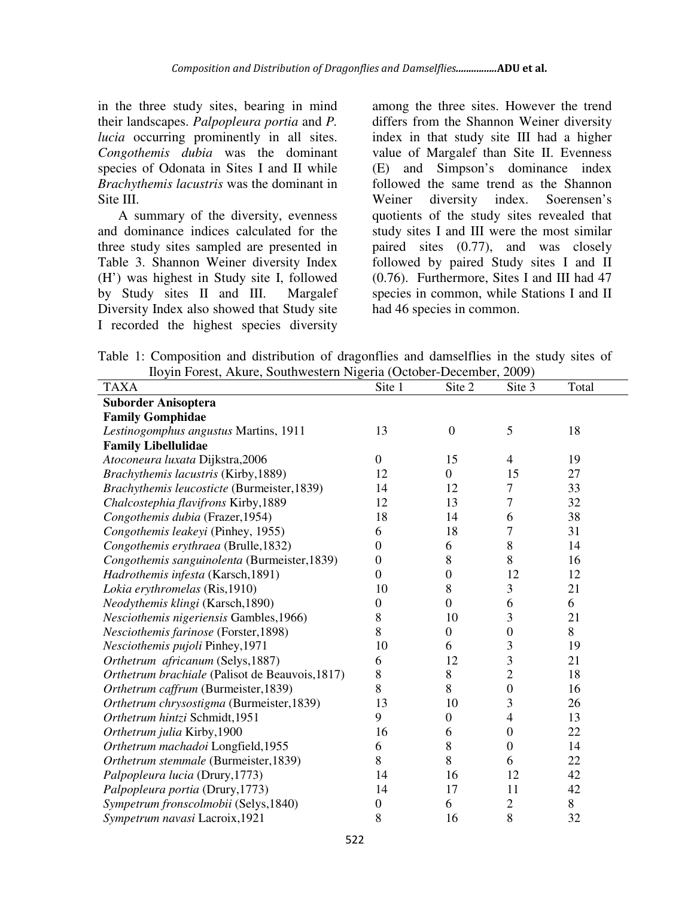in the three study sites, bearing in mind their landscapes. *Palpopleura portia* and *P. lucia* occurring prominently in all sites. *Congothemis dubia* was the dominant species of Odonata in Sites I and II while *Brachythemis lacustris* was the dominant in Site III.

A summary of the diversity, evenness and dominance indices calculated for the three study sites sampled are presented in Table 3. Shannon Weiner diversity Index (H') was highest in Study site I, followed by Study sites II and III. Margalef Diversity Index also showed that Study site I recorded the highest species diversity among the three sites. However the trend differs from the Shannon Weiner diversity index in that study site III had a higher value of Margalef than Site II. Evenness (E) and Simpson's dominance index followed the same trend as the Shannon Weiner diversity index. Soerensen's quotients of the study sites revealed that study sites I and III were the most similar paired sites (0.77), and was closely followed by paired Study sites I and II (0.76). Furthermore, Sites I and III had 47 species in common, while Stations I and II had 46 species in common.

Table 1: Composition and distribution of dragonflies and damselflies in the study sites of Iloyin Forest, Akure, Southwestern Nigeria (October-December, 2009)

| TAXA | Site 1 | Site 2 | Site 3 | Total |
|---|---|---|---|---|
| **Suborder Anisoptera** | | | | |
| **Family Gomphidae** | | | | |
| *Lestinogomphus angustus* Martins, 1911 | 13 | 0 | 5 | 18 |
| **Family Libellulidae** | | | | |
| *Atoconeura luxata* Dijkstra,2006 | 0 | 15 | 4 | 19 |
| *Brachythemis lacustris* (Kirby,1889) | 12 | 0 | 15 | 27 |
| *Brachythemis leucosticte* (Burmeister,1839) | 14 | 12 | 7 | 33 |
| *Chalcostephia flavifrons* Kirby,1889 | 12 | 13 | 7 | 32 |
| *Congothemis dubia* (Frazer,1954) | 18 | 14 | 6 | 38 |
| *Congothemis leakeyi* (Pinhey, 1955) | 6 | 18 | 7 | 31 |
| *Congothemis erythraea* (Brulle,1832) | 0 | 6 | 8 | 14 |
| *Congothemis sanguinolenta* (Burmeister,1839) | 0 | 8 | 8 | 16 |
| *Hadrothemis infesta* (Karsch,1891) | 0 | 0 | 12 | 12 |
| *Lokia erythromelas* (Ris,1910) | 10 | 8 | 3 | 21 |
| *Neodythemis klingi* (Karsch,1890) | 0 | 0 | 6 | 6 |
| *Nesciothemis nigeriensis* Gambles,1966) | 8 | 10 | 3 | 21 |
| *Nesciothemis farinose* (Forster,1898) | 8 | 0 | 0 | 8 |
| *Nesciothemis pujoli* Pinhey,1971 | 10 | 6 | 3 | 19 |
| *Orthetrum africanum* (Selys,1887) | 6 | 12 | 3 | 21 |
| *Orthetrum brachiale* (Palisot de Beauvois,1817) | 8 | 8 | 2 | 18 |
| *Orthetrum caffrum* (Burmeister,1839) | 8 | 8 | 0 | 16 |
| *Orthetrum chrysostigma* (Burmeister,1839) | 13 | 10 | 3 | 26 |
| *Orthetrum hintzi* Schmidt,1951 | 9 | 0 | 4 | 13 |
| *Orthetrum julia* Kirby,1900 | 16 | 6 | 0 | 22 |
| *Orthetrum machadoi* Longfield,1955 | 6 | 8 | 0 | 14 |
| *Orthetrum stemmale* (Burmeister,1839) | 8 | 8 | 6 | 22 |
| *Palpopleura lucia* (Drury,1773) | 14 | 16 | 12 | 42 |
| *Palpopleura portia* (Drury,1773) | 14 | 17 | 11 | 42 |
| *Sympetrum fronscolmobii* (Selys,1840) | 0 | 6 | 2 | 8 |
| *Sympetrum navasi* Lacroix,1921 | 8 | 16 | 8 | 32 |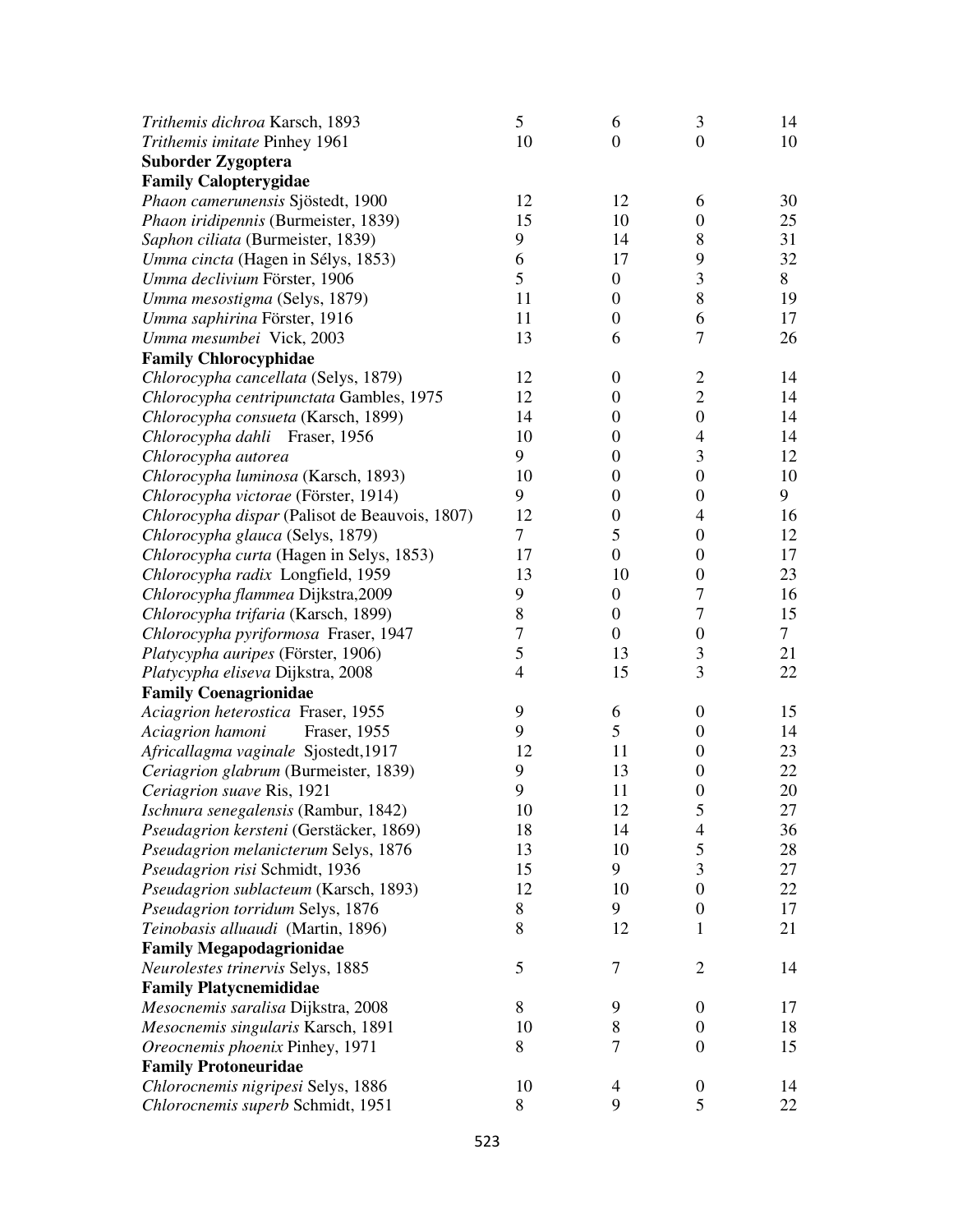| | | | | |
|---|---|---|---|---|
| *Trithemis dichroa* Karsch, 1893 | 5 | 6 | 3 | 14 |
| *Trithemis imitate* Pinhey 1961 | 10 | 0 | 0 | 10 |
| **Suborder Zygoptera** | | | | |
| **Family Calopterygidae** | | | | |
| *Phaon camerunensis* Sjöstedt, 1900 | 12 | 12 | 6 | 30 |
| *Phaon iridipennis* (Burmeister, 1839) | 15 | 10 | 0 | 25 |
| *Saphon ciliata* (Burmeister, 1839) | 9 | 14 | 8 | 31 |
| *Umma cincta* (Hagen in Sélys, 1853) | 6 | 17 | 9 | 32 |
| *Umma declivium* Förster, 1906 | 5 | 0 | 3 | 8 |
| *Umma mesostigma* (Selys, 1879) | 11 | 0 | 8 | 19 |
| *Umma saphirina* Förster, 1916 | 11 | 0 | 6 | 17 |
| *Umma mesumbei* Vick, 2003 | 13 | 6 | 7 | 26 |
| **Family Chlorocyphidae** | | | | |
| *Chlorocypha cancellata* (Selys, 1879) | 12 | 0 | 2 | 14 |
| *Chlorocypha centripunctata* Gambles, 1975 | 12 | 0 | 2 | 14 |
| *Chlorocypha consueta* (Karsch, 1899) | 14 | 0 | 0 | 14 |
| *Chlorocypha dahli* Fraser, 1956 | 10 | 0 | 4 | 14 |
| *Chlorocypha autorea* | 9 | 0 | 3 | 12 |
| *Chlorocypha luminosa* (Karsch, 1893) | 10 | 0 | 0 | 10 |
| *Chlorocypha victorae* (Förster, 1914) | 9 | 0 | 0 | 9 |
| *Chlorocypha dispar* (Palisot de Beauvois, 1807) | 12 | 0 | 4 | 16 |
| *Chlorocypha glauca* (Selys, 1879) | 7 | 5 | 0 | 12 |
| *Chlorocypha curta* (Hagen in Selys, 1853) | 17 | 0 | 0 | 17 |
| *Chlorocypha radix* Longfield, 1959 | 13 | 10 | 0 | 23 |
| *Chlorocypha flammea* Dijkstra,2009 | 9 | 0 | 7 | 16 |
| *Chlorocypha trifaria* (Karsch, 1899) | 8 | 0 | 7 | 15 |
| *Chlorocypha pyriformosa* Fraser, 1947 | 7 | 0 | 0 | 7 |
| *Platycypha auripes* (Förster, 1906) | 5 | 13 | 3 | 21 |
| *Platycypha eliseva* Dijkstra, 2008 | 4 | 15 | 3 | 22 |
| **Family Coenagrionidae** | | | | |
| *Aciagrion heterostica* Fraser, 1955 | 9 | 6 | 0 | 15 |
| *Aciagrion hamoni* Fraser, 1955 | 9 | 5 | 0 | 14 |
| *Africallagma vaginale* Sjostedt,1917 | 12 | 11 | 0 | 23 |
| *Ceriagrion glabrum* (Burmeister, 1839) | 9 | 13 | 0 | 22 |
| *Ceriagrion suave* Ris, 1921 | 9 | 11 | 0 | 20 |
| *Ischnura senegalensis* (Rambur, 1842) | 10 | 12 | 5 | 27 |
| *Pseudagrion kersteni* (Gerstäcker, 1869) | 18 | 14 | 4 | 36 |
| *Pseudagrion melanicterum* Selys, 1876 | 13 | 10 | 5 | 28 |
| *Pseudagrion risi* Schmidt, 1936 | 15 | 9 | 3 | 27 |
| *Pseudagrion sublacteum* (Karsch, 1893) | 12 | 10 | 0 | 22 |
| *Pseudagrion torridum* Selys, 1876 | 8 | 9 | 0 | 17 |
| *Teinobasis alluaudi* (Martin, 1896) | 8 | 12 | 1 | 21 |
| **Family Megapodagrionidae** | | | | |
| *Neurolestes trinervis* Selys, 1885 | 5 | 7 | 2 | 14 |
| **Family Platycnemididae** | | | | |
| *Mesocnemis saralisa* Dijkstra, 2008 | 8 | 9 | 0 | 17 |
| *Mesocnemis singularis* Karsch, 1891 | 10 | 8 | 0 | 18 |
| *Oreocnemis phoenix* Pinhey, 1971 | 8 | 7 | 0 | 15 |
| **Family Protoneuridae** | | | | |
| *Chlorocnemis nigripesi* Selys, 1886 | 10 | 4 | 0 | 14 |
| *Chlorocnemis superb* Schmidt, 1951 | 8 | 9 | 5 | 22 |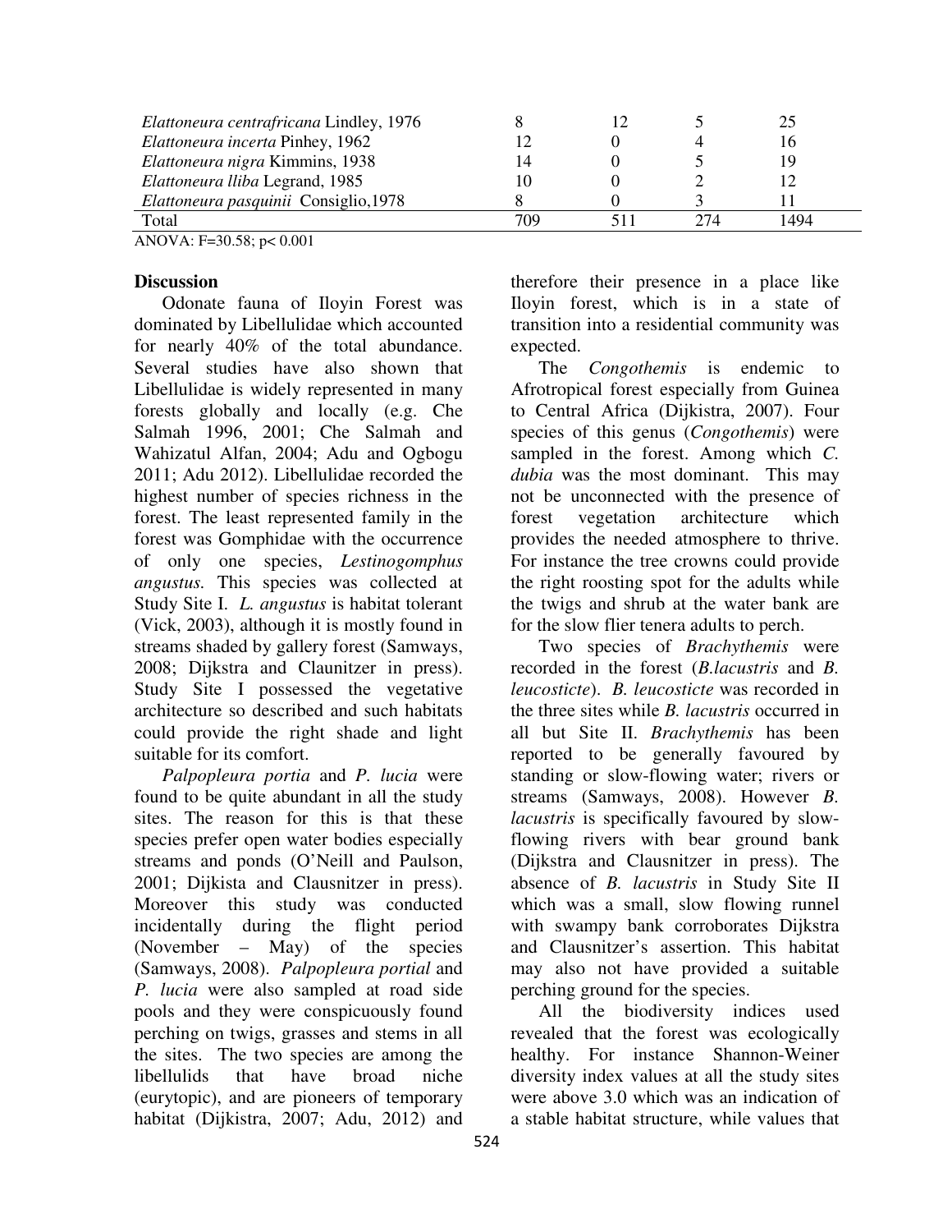| | | | | |
|---|---|---|---|---|
| *Elattoneura centrafricana* Lindley, 1976 | 8 | 12 | 5 | 25 |
| *Elattoneura incerta* Pinhey, 1962 | 12 | 0 | 4 | 16 |
| *Elattoneura nigra* Kimmins, 1938 | 14 | 0 | 5 | 19 |
| *Elattoneura lliba* Legrand, 1985 | 10 | 0 | 2 | 12 |
| *Elattoneura pasquinii* Consiglio,1978 | 8 | 0 | 3 | 11 |
| Total | 709 | 511 | 274 | 1494 |

ANOVA: $F=30.58$; $p< 0.001$

## Discussion

Odonate fauna of Iloyin Forest was dominated by Libellulidae which accounted for nearly 40% of the total abundance. Several studies have also shown that Libellulidae is widely represented in many forests globally and locally (e.g. Che Salmah 1996, 2001; Che Salmah and Wahizatul Alfan, 2004; Adu and Ogbogu 2011; Adu 2012). Libellulidae recorded the highest number of species richness in the forest. The least represented family in the forest was Gomphidae with the occurrence of only one species, *Lestinogomphus angustus.* This species was collected at Study Site I. *L. angustus* is habitat tolerant (Vick, 2003), although it is mostly found in streams shaded by gallery forest (Samways, 2008; Dijkstra and Claunitzer in press). Study Site I possessed the vegetative architecture so described and such habitats could provide the right shade and light suitable for its comfort.

*Palpopleura portia* and *P. lucia* were found to be quite abundant in all the study sites. The reason for this is that these species prefer open water bodies especially streams and ponds (O'Neill and Paulson, 2001; Dijkista and Clausnitzer in press). Moreover this study was conducted incidentally during the flight period (November – May) of the species (Samways, 2008). *Palpopleura portial* and *P. lucia* were also sampled at road side pools and they were conspicuously found perching on twigs, grasses and stems in all the sites. The two species are among the libellulids that have broad niche (eurytopic), and are pioneers of temporary habitat (Dijikistra, 2007; Adu, 2012) and therefore their presence in a place like Iloyin forest, which is in a state of transition into a residential community was expected.

The *Congothemis* is endemic to Afrotropical forest especially from Guinea to Central Africa (Dijkistra, 2007). Four species of this genus (*Congothemis*) were sampled in the forest. Among which *C. dubia* was the most dominant. This may not be unconnected with the presence of forest vegetation architecture which provides the needed atmosphere to thrive. For instance the tree crowns could provide the right roosting spot for the adults while the twigs and shrub at the water bank are for the slow flier tenera adults to perch.

Two species of *Brachythemis* were recorded in the forest (*B.lacustris* and *B. leucosticte*). *B. leucosticte* was recorded in the three sites while *B. lacustris* occurred in all but Site II. *Brachythemis* has been reported to be generally favoured by standing or slow-flowing water; rivers or streams (Samways, 2008). However *B. lacustris* is specifically favoured by slow-flowing rivers with bear ground bank (Dijkstra and Clausnitzer in press). The absence of *B. lacustris* in Study Site II which was a small, slow flowing runnel with swampy bank corroborates Dijkstra and Clausnitzer's assertion. This habitat may also not have provided a suitable perching ground for the species.

All the biodiversity indices used revealed that the forest was ecologically healthy. For instance Shannon-Weiner diversity index values at all the study sites were above 3.0 which was an indication of a stable habitat structure, while values that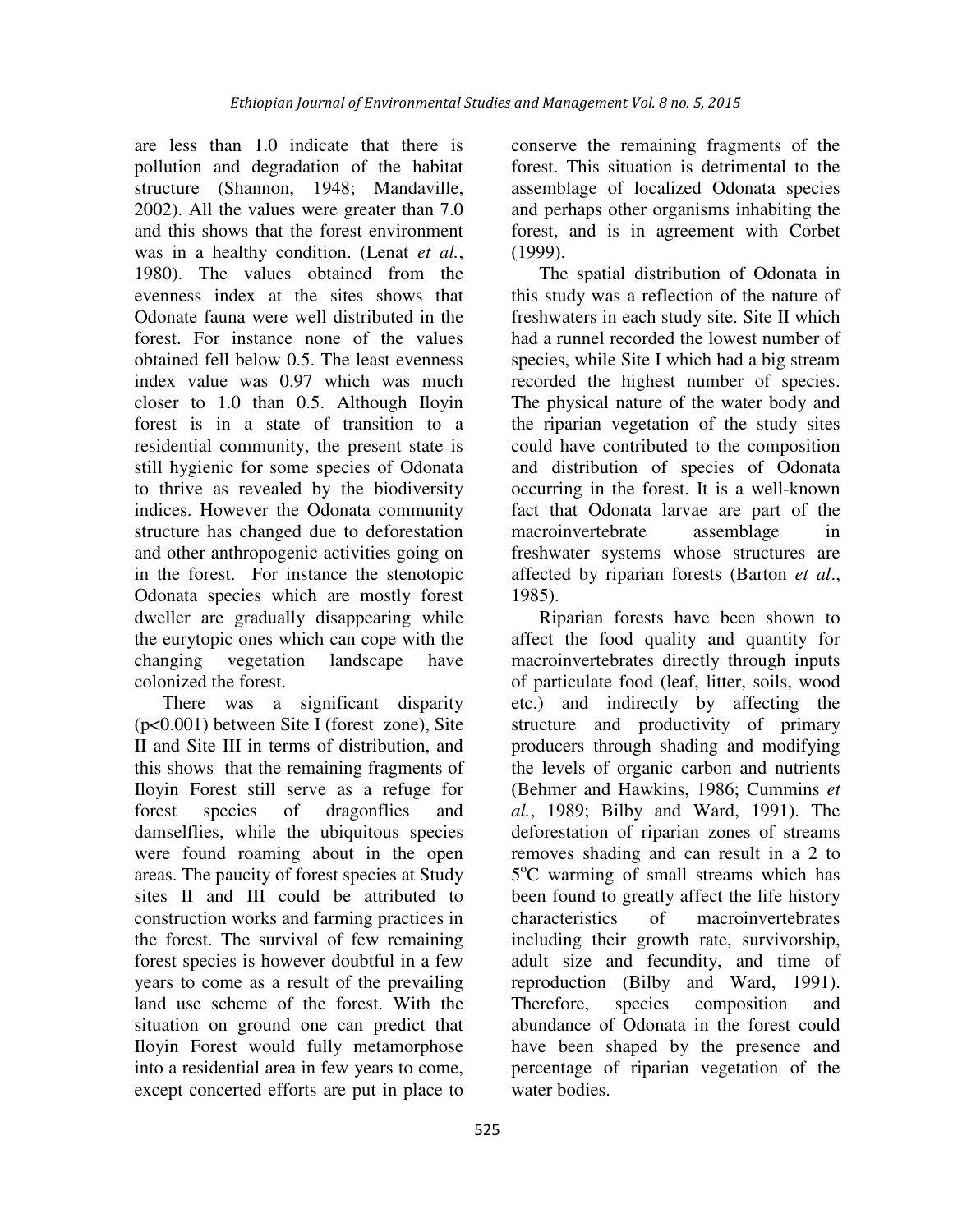are less than 1.0 indicate that there is pollution and degradation of the habitat structure (Shannon, 1948; Mandaville, 2002). All the values were greater than 7.0 and this shows that the forest environment was in a healthy condition. (Lenat *et al.*, 1980). The values obtained from the evenness index at the sites shows that Odonate fauna were well distributed in the forest. For instance none of the values obtained fell below 0.5. The least evenness index value was 0.97 which was much closer to 1.0 than 0.5. Although Iloyin forest is in a state of transition to a residential community, the present state is still hygienic for some species of Odonata to thrive as revealed by the biodiversity indices. However the Odonata community structure has changed due to deforestation and other anthropogenic activities going on in the forest. For instance the stenotopic Odonata species which are mostly forest dweller are gradually disappearing while the eurytopic ones which can cope with the changing vegetation landscape have colonized the forest.

There was a significant disparity ($p<0.001$) between Site I (forest zone), Site II and Site III in terms of distribution, and this shows that the remaining fragments of Iloyin Forest still serve as a refuge for forest species of dragonflies and damselflies, while the ubiquitous species were found roaming about in the open areas. The paucity of forest species at Study sites II and III could be attributed to construction works and farming practices in the forest. The survival of few remaining forest species is however doubtful in a few years to come as a result of the prevailing land use scheme of the forest. With the situation on ground one can predict that Iloyin Forest would fully metamorphose into a residential area in few years to come, except concerted efforts are put in place to conserve the remaining fragments of the forest. This situation is detrimental to the assemblage of localized Odonata species and perhaps other organisms inhabiting the forest, and is in agreement with Corbet (1999).

The spatial distribution of Odonata in this study was a reflection of the nature of freshwaters in each study site. Site II which had a runnel recorded the lowest number of species, while Site I which had a big stream recorded the highest number of species. The physical nature of the water body and the riparian vegetation of the study sites could have contributed to the composition and distribution of species of Odonata occurring in the forest. It is a well-known fact that Odonata larvae are part of the macroinvertebrate assemblage in freshwater systems whose structures are affected by riparian forests (Barton *et al*., 1985).

Riparian forests have been shown to affect the food quality and quantity for macroinvertebrates directly through inputs of particulate food (leaf, litter, soils, wood etc.) and indirectly by affecting the structure and productivity of primary producers through shading and modifying the levels of organic carbon and nutrients (Behmer and Hawkins, 1986; Cummins *et al.*, 1989; Bilby and Ward, 1991). The deforestation of riparian zones of streams removes shading and can result in a 2 to 5$^{o}$C warming of small streams which has been found to greatly affect the life history characteristics of macroinvertebrates including their growth rate, survivorship, adult size and fecundity, and time of reproduction (Bilby and Ward, 1991). Therefore, species composition and abundance of Odonata in the forest could have been shaped by the presence and percentage of riparian vegetation of the water bodies.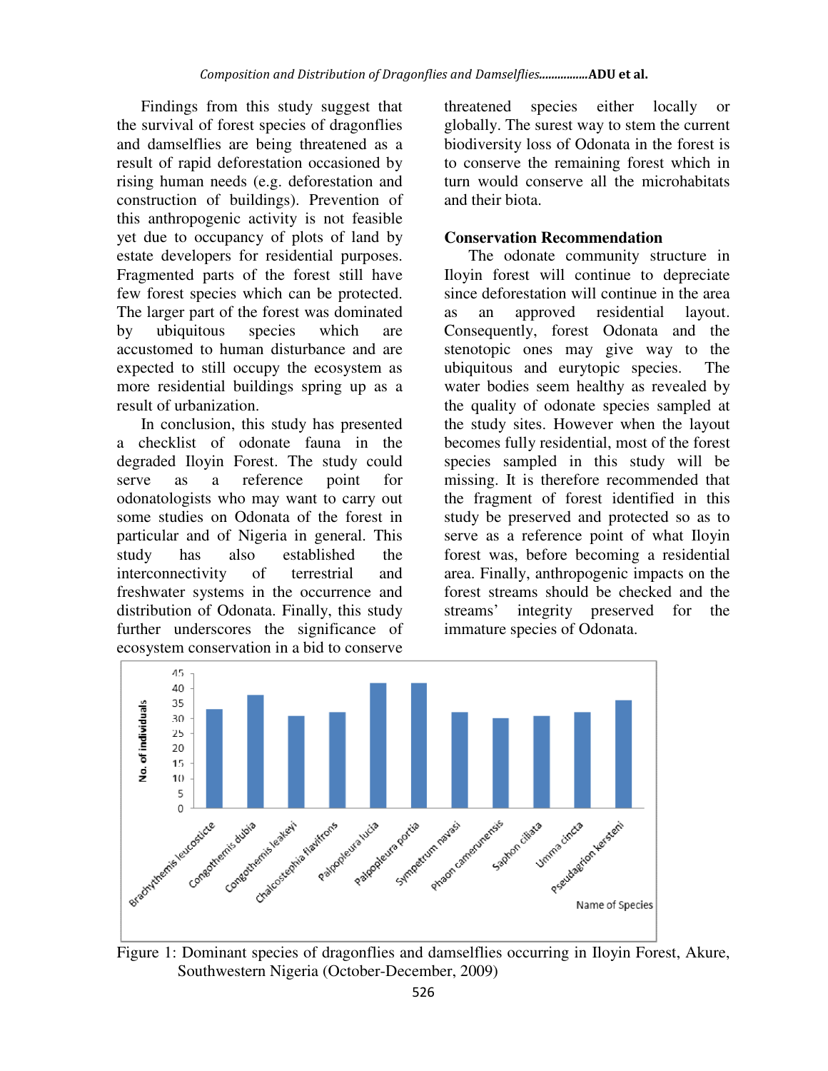Findings from this study suggest that the survival of forest species of dragonflies and damselflies are being threatened as a result of rapid deforestation occasioned by rising human needs (e.g. deforestation and construction of buildings). Prevention of this anthropogenic activity is not feasible yet due to occupancy of plots of land by estate developers for residential purposes. Fragmented parts of the forest still have few forest species which can be protected. The larger part of the forest was dominated by ubiquitous species which are accustomed to human disturbance and are expected to still occupy the ecosystem as more residential buildings spring up as a result of urbanization.

In conclusion, this study has presented a checklist of odonate fauna in the degraded Iloyin Forest. The study could serve as a reference point for odonatologists who may want to carry out some studies on Odonata of the forest in particular and of Nigeria in general. This study has also established the interconnectivity of terrestrial and freshwater systems in the occurrence and distribution of Odonata. Finally, this study further underscores the significance of ecosystem conservation in a bid to conserve threatened species either locally or globally. The surest way to stem the current biodiversity loss of Odonata in the forest is to conserve the remaining forest which in turn would conserve all the microhabitats and their biota.

## Conservation Recommendation

The odonate community structure in Iloyin forest will continue to depreciate since deforestation will continue in the area as an approved residential layout. Consequently, forest Odonata and the stenotopic ones may give way to the ubiquitous and eurytopic species. The water bodies seem healthy as revealed by the quality of odonate species sampled at the study sites. However when the layout becomes fully residential, most of the forest species sampled in this study will be missing. It is therefore recommended that the fragment of forest identified in this study be preserved and protected so as to serve as a reference point of what Iloyin forest was, before becoming a residential area. Finally, anthropogenic impacts on the forest streams should be checked and the streams' integrity preserved for the immature species of Odonata.

Figure 1: Dominant species of dragonflies and damselflies occurring in Iloyin Forest, Akure, Southwestern Nigeria (October-December, 2009)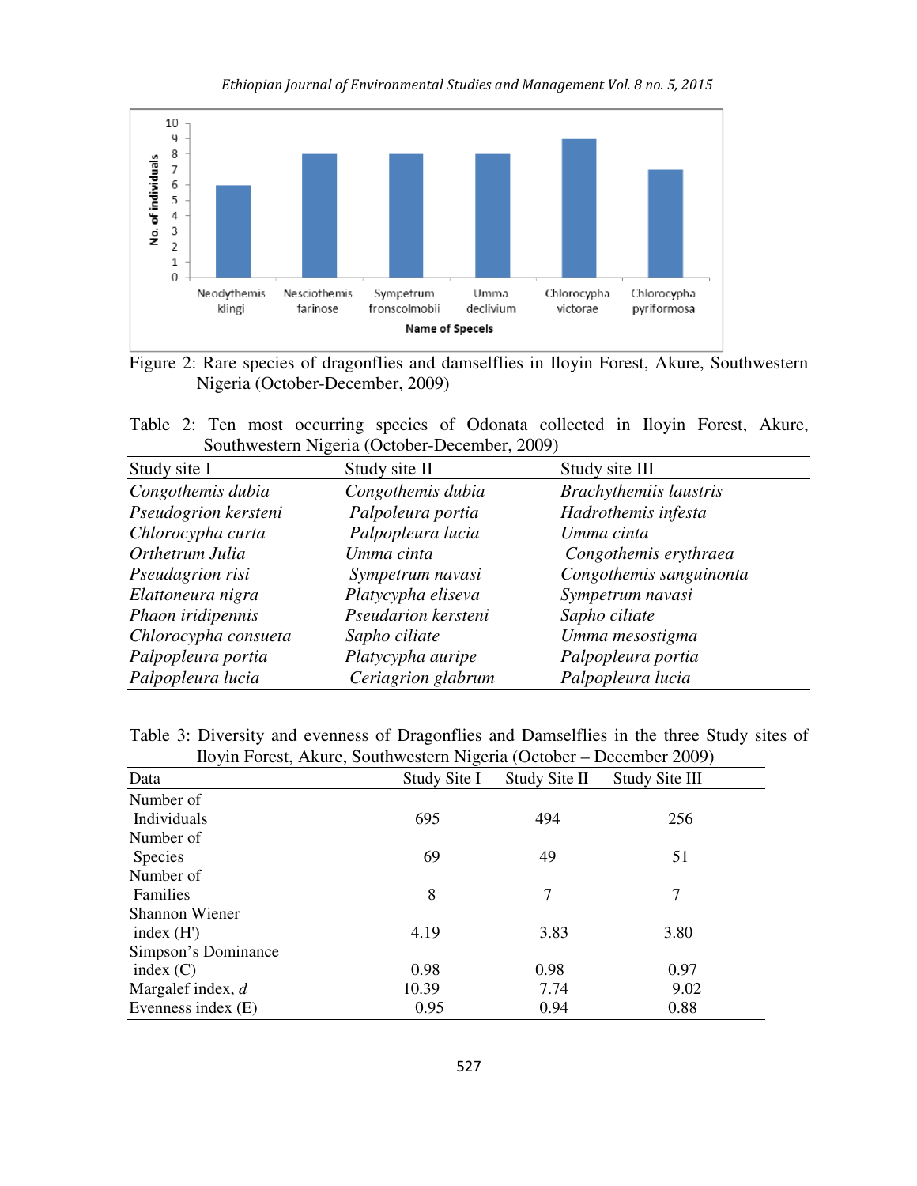Figure 2: Rare species of dragonflies and damselflies in Iloyin Forest, Akure, Southwestern Nigeria (October-December, 2009)

Table 2: Ten most occurring species of Odonata collected in Iloyin Forest, Akure, Southwestern Nigeria (October-December, 2009)

| Study site I | Study site II | Study site III |
|---|---|---|
| *Congothemis dubia* | *Congothemis dubia* | *Brachythemiis laustris* |
| *Pseudogrion kersteni* | *Palpoleura portia* | *Hadrothemis infesta* |
| *Chlorocypha curta* | *Palpopleura lucia* | *Umma cinta* |
| *Orthetrum Julia* | *Umma cinta* | *Congothemis erythraea* |
| *Pseudagrion risi* | *Sympetrum navasi* | *Congothemis sanguinonta* |
| *Elattoneura nigra* | *Platycypha eliseva* | *Sympetrum navasi* |
| *Phaon iridipennis* | *Pseudarion kersteni* | *Sapho ciliate* |
| *Chlorocypha consueta* | *Sapho ciliate* | *Umma mesostigma* |
| *Palpopleura portia* | *Platycypha auripe* | *Palpopleura portia* |
| *Palpopleura lucia* | *Ceriagrion glabrum* | *Palpopleura lucia* |

Table 3: Diversity and evenness of Dragonflies and Damselflies in the three Study sites of Iloyin Forest, Akure, Southwestern Nigeria (October – December 2009)

| Data | Study Site I | Study Site II | Study Site III |
|---|---|---|---|
| Number of Individuals | 695 | 494 | 256 |
| Number of Species | 69 | 49 | 51 |
| Number of Families | 8 | 7 | 7 |
| Shannon Wiener index (H') | 4.19 | 3.83 | 3.80 |
| Simpson's Dominance index (C) | 0.98 | 0.98 | 0.97 |
| Margalef index, *d* | 10.39 | 7.74 | 9.02 |
| Evenness index (E) | 0.95 | 0.94 | 0.88 |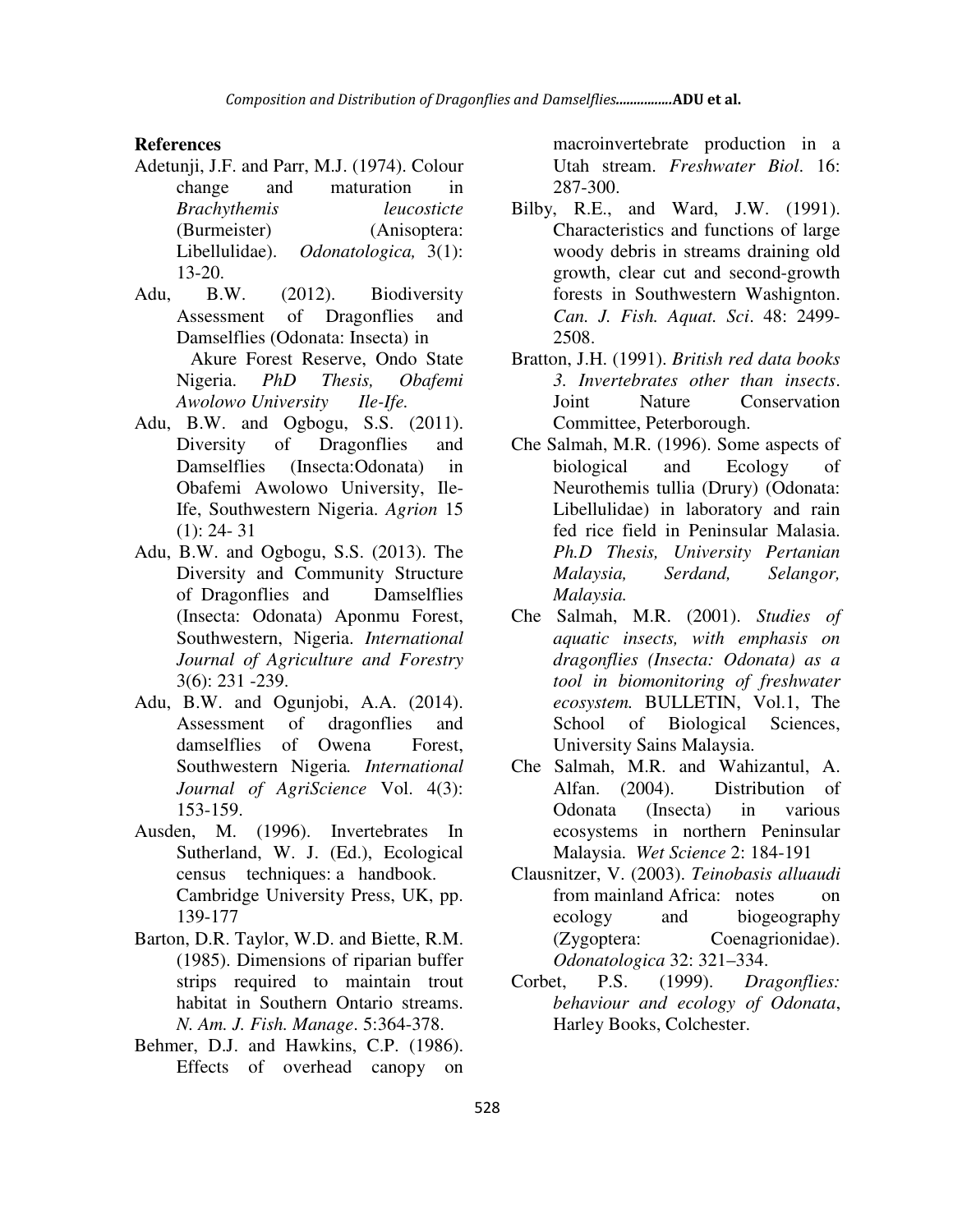## References

Adetunji, J.F. and Parr, M.J. (1974). Colour change and maturation in *Brachythemis leucosticte* (Burmeister) (Anisoptera: Libellulidae). *Odonatologica,* 3(1): 13-20.

Adu, B.W. (2012). Biodiversity Assessment of Dragonflies and Damselflies (Odonata: Insecta) in Akure Forest Reserve, Ondo State Nigeria. *PhD Thesis, Obafemi Awolowo University Ile-Ife.*

Adu, B.W. and Ogbogu, S.S. (2011). Diversity of Dragonflies and Damselflies (Insecta:Odonata) in Obafemi Awolowo University, Ile-Ife, Southwestern Nigeria. *Agrion* 15 (1): 24- 31

Adu, B.W. and Ogbogu, S.S. (2013). The Diversity and Community Structure of Dragonflies and Damselflies (Insecta: Odonata) Aponmu Forest, Southwestern, Nigeria. *International Journal of Agriculture and Forestry* 3(6): 231 -239.

Adu, B.W. and Ogunjobi, A.A. (2014). Assessment of dragonflies and damselflies of Owena Forest, Southwestern Nigeria*. International Journal of AgriScience* Vol. 4(3): 153-159.

Ausden, M. (1996). Invertebrates In Sutherland, W. J. (Ed.), Ecological census techniques: a handbook. Cambridge University Press, UK, pp. 139-177

Barton, D.R. Taylor, W.D. and Biette, R.M. (1985). Dimensions of riparian buffer strips required to maintain trout habitat in Southern Ontario streams. *N. Am. J. Fish. Manage*. 5:364-378.

Behmer, D.J. and Hawkins, C.P. (1986). Effects of overhead canopy on macroinvertebrate production in a Utah stream. *Freshwater Biol*. 16: 287-300.

Bilby, R.E., and Ward, J.W. (1991). Characteristics and functions of large woody debris in streams draining old growth, clear cut and second-growth forests in Southwestern Washignton. *Can. J. Fish. Aquat. Sci*. 48: 2499-2508.

Bratton, J.H. (1991). *British red data books 3. Invertebrates other than insects*. Joint Nature Conservation Committee, Peterborough.

Che Salmah, M.R. (1996). Some aspects of biological and Ecology of Neurothemis tullia (Drury) (Odonata: Libellulidae) in laboratory and rain fed rice field in Peninsular Malasia. *Ph.D Thesis, University Pertanian Malaysia, Serdand, Selangor, Malaysia.*

Che Salmah, M.R. (2001). *Studies of aquatic insects, with emphasis on dragonflies (Insecta: Odonata) as a tool in biomonitoring of freshwater ecosystem.* BULLETIN, Vol.1, The School of Biological Sciences, University Sains Malaysia.

Che Salmah, M.R. and Wahizantul, A. Alfan. (2004). Distribution of Odonata (Insecta) in various ecosystems in northern Peninsular Malaysia. *Wet Science* 2: 184-191

Clausnitzer, V. (2003). *Teinobasis alluaudi* from mainland Africa: notes on ecology and biogeography (Zygoptera: Coenagrionidae). *Odonatologica* 32: 321–334.

Corbet, P.S. (1999). *Dragonflies: behaviour and ecology of Odonata*, Harley Books, Colchester.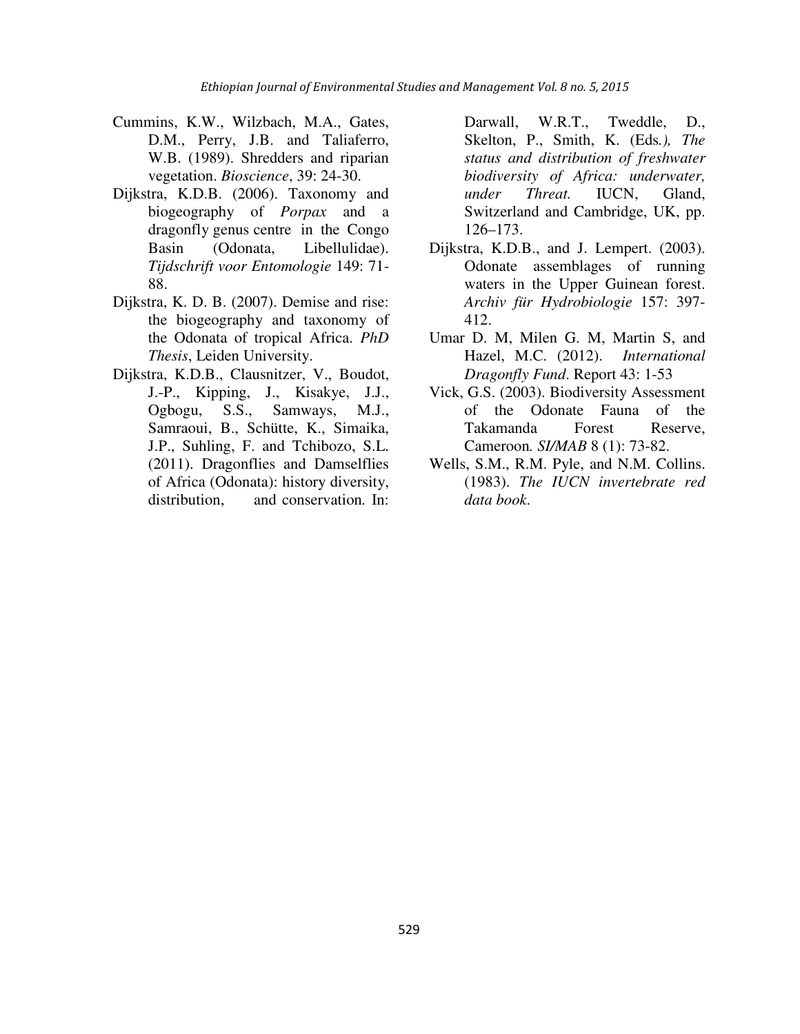Cummins, K.W., Wilzbach, M.A., Gates, D.M., Perry, J.B. and Taliaferro, W.B. (1989). Shredders and riparian vegetation. *Bioscience*, 39: 24-30.

Dijkstra, K.D.B. (2006). Taxonomy and biogeography of *Porpax* and a dragonfly genus centre in the Congo Basin (Odonata, Libellulidae). *Tijdschrift voor Entomologie* 149: 71-88.

Dijkstra, K. D. B. (2007). Demise and rise: the biogeography and taxonomy of the Odonata of tropical Africa. *PhD Thesis*, Leiden University.

Dijkstra, K.D.B., Clausnitzer, V., Boudot, J.-P., Kipping, J., Kisakye, J.J., Ogbogu, S.S., Samways, M.J., Samraoui, B., Schütte, K., Simaika, J.P., Suhling, F. and Tchibozo, S.L. (2011). Dragonflies and Damselflies of Africa (Odonata): history diversity, distribution, and conservation. In: Darwall, W.R.T., Tweddle, D., Skelton, P., Smith, K. (Eds*.), The status and distribution of freshwater biodiversity of Africa: underwater, under Threat.* IUCN, Gland, Switzerland and Cambridge, UK, pp. 126–173.

Dijkstra, K.D.B., and J. Lempert. (2003). Odonate assemblages of running waters in the Upper Guinean forest. *Archiv für Hydrobiologie* 157: 397-412.

Umar D. M, Milen G. M, Martin S, and Hazel, M.C. (2012). *International Dragonfly Fund*. Report 43: 1-53

Vick, G.S. (2003). Biodiversity Assessment of the Odonate Fauna of the Takamanda Forest Reserve, Cameroon*. SI/MAB* 8 (1): 73-82.

Wells, S.M., R.M. Pyle, and N.M. Collins. (1983). *The IUCN invertebrate red data book*.